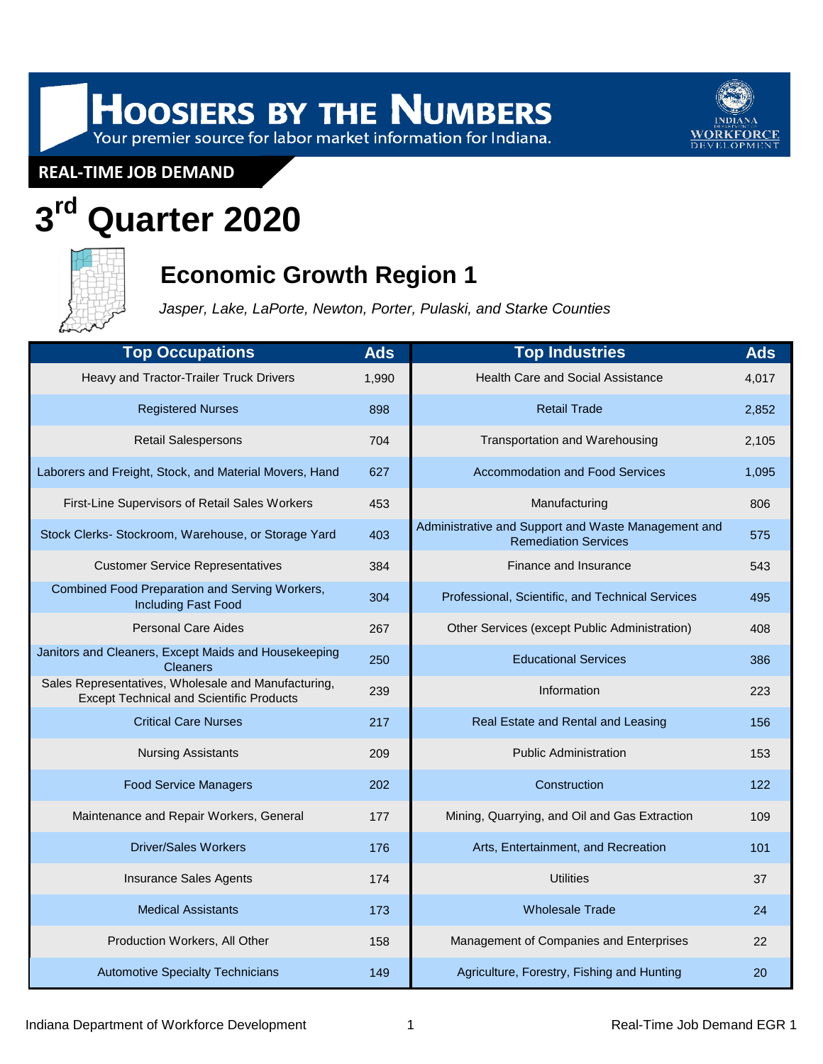# Hoosiers by the Numbers

Your premier source for labor market information for Indiana.

**REAL-TIME JOB DEMAND**

# 3rd Quarter 2020

## Economic Growth Region 1

*Jasper, Lake, LaPorte, Newton, Porter, Pulaski, and Starke Counties*

| Top Occupations | Ads | Top Industries | Ads |
|---|---|---|---|
| Heavy and Tractor-Trailer Truck Drivers | 1,990 | Health Care and Social Assistance | 4,017 |
| Registered Nurses | 898 | Retail Trade | 2,852 |
| Retail Salespersons | 704 | Transportation and Warehousing | 2,105 |
| Laborers and Freight, Stock, and Material Movers, Hand | 627 | Accommodation and Food Services | 1,095 |
| First-Line Supervisors of Retail Sales Workers | 453 | Manufacturing | 806 |
| Stock Clerks- Stockroom, Warehouse, or Storage Yard | 403 | Administrative and Support and Waste Management and Remediation Services | 575 |
| Customer Service Representatives | 384 | Finance and Insurance | 543 |
| Combined Food Preparation and Serving Workers, Including Fast Food | 304 | Professional, Scientific, and Technical Services | 495 |
| Personal Care Aides | 267 | Other Services (except Public Administration) | 408 |
| Janitors and Cleaners, Except Maids and Housekeeping Cleaners | 250 | Educational Services | 386 |
| Sales Representatives, Wholesale and Manufacturing, Except Technical and Scientific Products | 239 | Information | 223 |
| Critical Care Nurses | 217 | Real Estate and Rental and Leasing | 156 |
| Nursing Assistants | 209 | Public Administration | 153 |
| Food Service Managers | 202 | Construction | 122 |
| Maintenance and Repair Workers, General | 177 | Mining, Quarrying, and Oil and Gas Extraction | 109 |
| Driver/Sales Workers | 176 | Arts, Entertainment, and Recreation | 101 |
| Insurance Sales Agents | 174 | Utilities | 37 |
| Medical Assistants | 173 | Wholesale Trade | 24 |
| Production Workers, All Other | 158 | Management of Companies and Enterprises | 22 |
| Automotive Specialty Technicians | 149 | Agriculture, Forestry, Fishing and Hunting | 20 |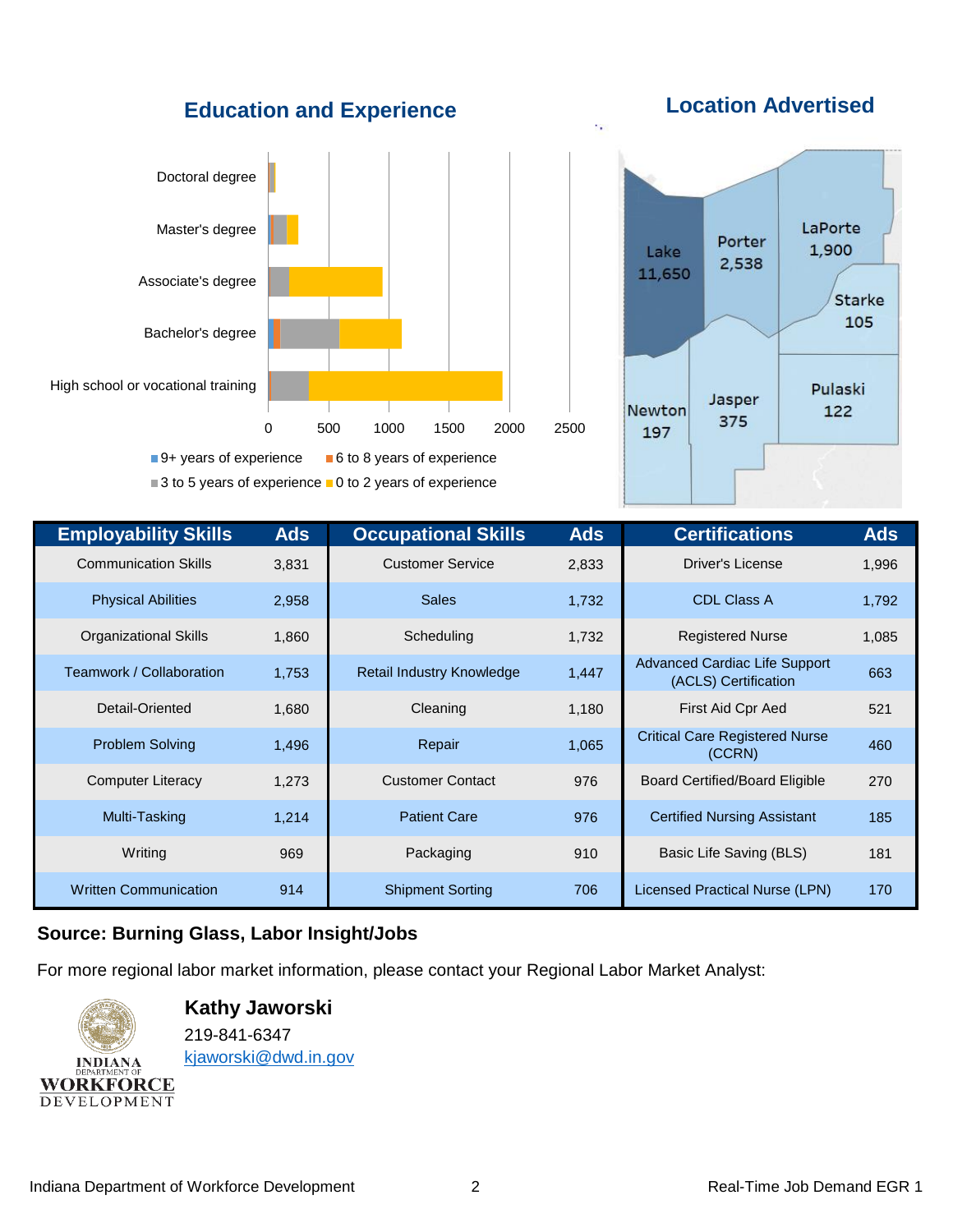## Education and Experience

Doctoral degree
Master's degree
Associate's degree
Bachelor's degree
High school or vocational training

0 500 1000 1500 2000 2500

9+ years of experience
6 to 8 years of experience
3 to 5 years of experience
0 to 2 years of experience

## Location Advertised

Lake 11,650
Porter 2,538
LaPorte 1,900
Starke 105
Newton 197
Jasper 375
Pulaski 122

| Employability Skills | Ads | Occupational Skills | Ads | Certifications | Ads |
|---|---|---|---|---|---|
| Communication Skills | 3,831 | Customer Service | 2,833 | Driver's License | 1,996 |
| Physical Abilities | 2,958 | Sales | 1,732 | CDL Class A | 1,792 |
| Organizational Skills | 1,860 | Scheduling | 1,732 | Registered Nurse | 1,085 |
| Teamwork / Collaboration | 1,753 | Retail Industry Knowledge | 1,447 | Advanced Cardiac Life Support (ACLS) Certification | 663 |
| Detail-Oriented | 1,680 | Cleaning | 1,180 | First Aid Cpr Aed | 521 |
| Problem Solving | 1,496 | Repair | 1,065 | Critical Care Registered Nurse (CCRN) | 460 |
| Computer Literacy | 1,273 | Customer Contact | 976 | Board Certified/Board Eligible | 270 |
| Multi-Tasking | 1,214 | Patient Care | 976 | Certified Nursing Assistant | 185 |
| Writing | 969 | Packaging | 910 | Basic Life Saving (BLS) | 181 |
| Written Communication | 914 | Shipment Sorting | 706 | Licensed Practical Nurse (LPN) | 170 |

**Source: Burning Glass, Labor Insight/Jobs**

For more regional labor market information, please contact your Regional Labor Market Analyst:

INDIANA DEPARTMENT OF WORKFORCE DEVELOPMENT

**Kathy Jaworski**
219-841-6347
kjaworski@dwd.in.gov